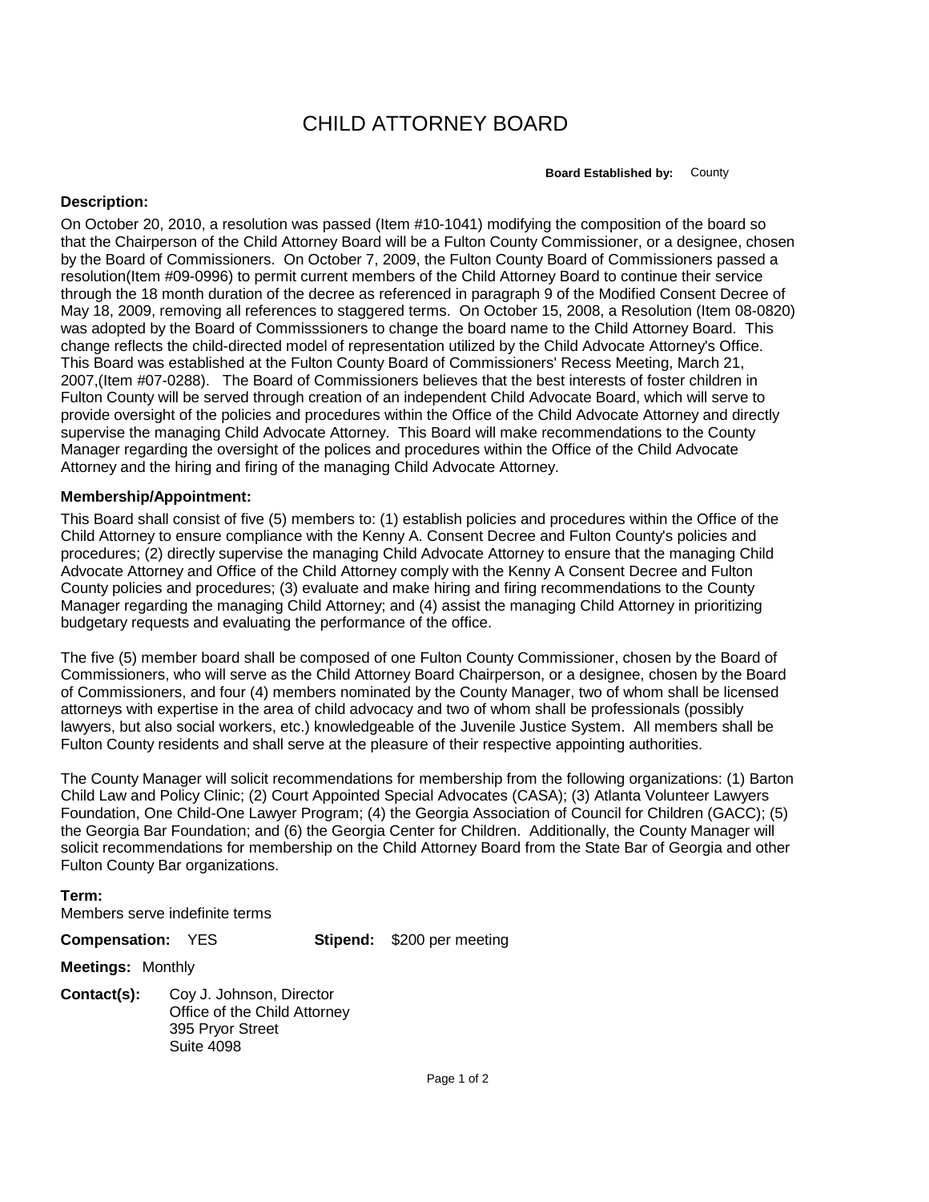# CHILD ATTORNEY BOARD

**Board Established by:** County

**Description:**

On October 20, 2010, a resolution was passed (Item #10-1041) modifying the composition of the board so that the Chairperson of the Child Attorney Board will be a Fulton County Commissioner, or a designee, chosen by the Board of Commissioners. On October 7, 2009, the Fulton County Board of Commissioners passed a resolution(Item #09-0996) to permit current members of the Child Attorney Board to continue their service through the 18 month duration of the decree as referenced in paragraph 9 of the Modified Consent Decree of May 18, 2009, removing all references to staggered terms. On October 15, 2008, a Resolution (Item 08-0820) was adopted by the Board of Commisssioners to change the board name to the Child Attorney Board. This change reflects the child-directed model of representation utilized by the Child Advocate Attorney's Office. This Board was established at the Fulton County Board of Commissioners' Recess Meeting, March 21, 2007,(Item #07-0288). The Board of Commissioners believes that the best interests of foster children in Fulton County will be served through creation of an independent Child Advocate Board, which will serve to provide oversight of the policies and procedures within the Office of the Child Advocate Attorney and directly supervise the managing Child Advocate Attorney. This Board will make recommendations to the County Manager regarding the oversight of the polices and procedures within the Office of the Child Advocate Attorney and the hiring and firing of the managing Child Advocate Attorney.

**Membership/Appointment:**

This Board shall consist of five (5) members to: (1) establish policies and procedures within the Office of the Child Attorney to ensure compliance with the Kenny A. Consent Decree and Fulton County's policies and procedures; (2) directly supervise the managing Child Advocate Attorney to ensure that the managing Child Advocate Attorney and Office of the Child Attorney comply with the Kenny A Consent Decree and Fulton County policies and procedures; (3) evaluate and make hiring and firing recommendations to the County Manager regarding the managing Child Attorney; and (4) assist the managing Child Attorney in prioritizing budgetary requests and evaluating the performance of the office.

The five (5) member board shall be composed of one Fulton County Commissioner, chosen by the Board of Commissioners, who will serve as the Child Attorney Board Chairperson, or a designee, chosen by the Board of Commissioners, and four (4) members nominated by the County Manager, two of whom shall be licensed attorneys with expertise in the area of child advocacy and two of whom shall be professionals (possibly lawyers, but also social workers, etc.) knowledgeable of the Juvenile Justice System. All members shall be Fulton County residents and shall serve at the pleasure of their respective appointing authorities.

The County Manager will solicit recommendations for membership from the following organizations: (1) Barton Child Law and Policy Clinic; (2) Court Appointed Special Advocates (CASA); (3) Atlanta Volunteer Lawyers Foundation, One Child-One Lawyer Program; (4) the Georgia Association of Council for Children (GACC); (5) the Georgia Bar Foundation; and (6) the Georgia Center for Children. Additionally, the County Manager will solicit recommendations for membership on the Child Attorney Board from the State Bar of Georgia and other Fulton County Bar organizations.

**Term:**
Members serve indefinite terms

**Compensation:** YES **Stipend:** $200 per meeting

**Meetings:** Monthly

**Contact(s):** Coy J. Johnson, Director
Office of the Child Attorney
395 Pryor Street
Suite 4098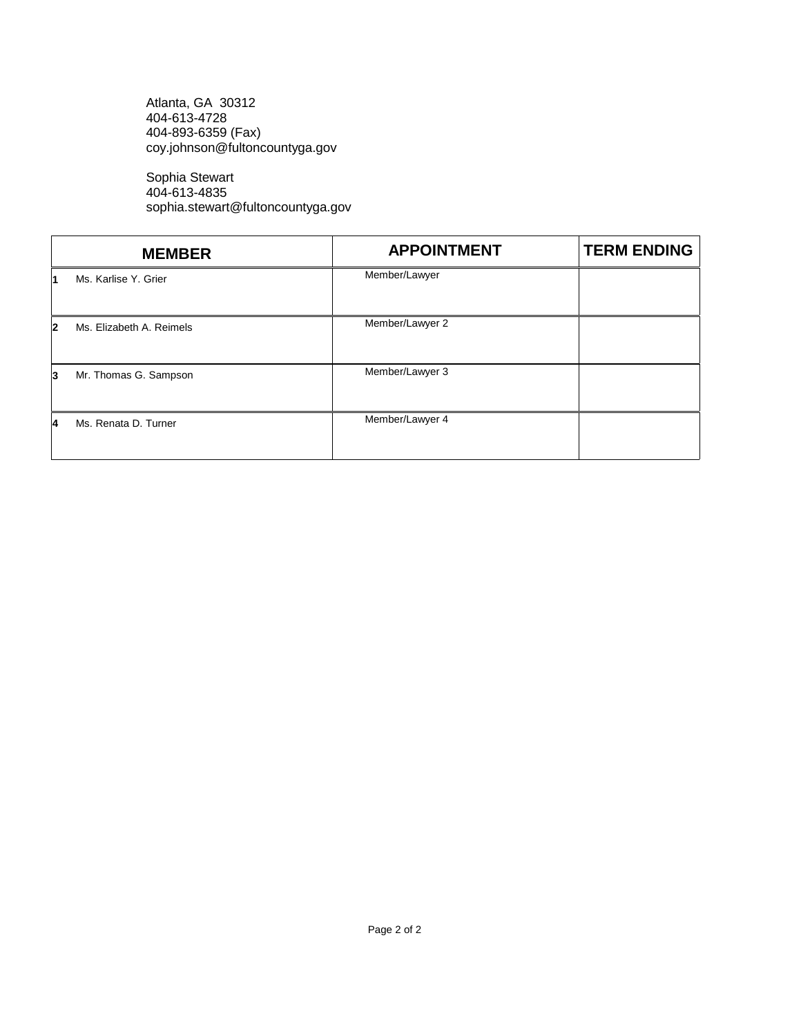Atlanta, GA 30312
404-613-4728
404-893-6359 (Fax)
coy.johnson@fultoncountyga.gov

Sophia Stewart
404-613-4835
sophia.stewart@fultoncountyga.gov

| | MEMBER | APPOINTMENT | TERM ENDING |
|---|---|---|---|
| 1 | Ms. Karlise Y. Grier | Member/Lawyer | |
| 2 | Ms. Elizabeth A. Reimels | Member/Lawyer 2 | |
| 3 | Mr. Thomas G. Sampson | Member/Lawyer 3 | |
| 4 | Ms. Renata D. Turner | Member/Lawyer 4 | |